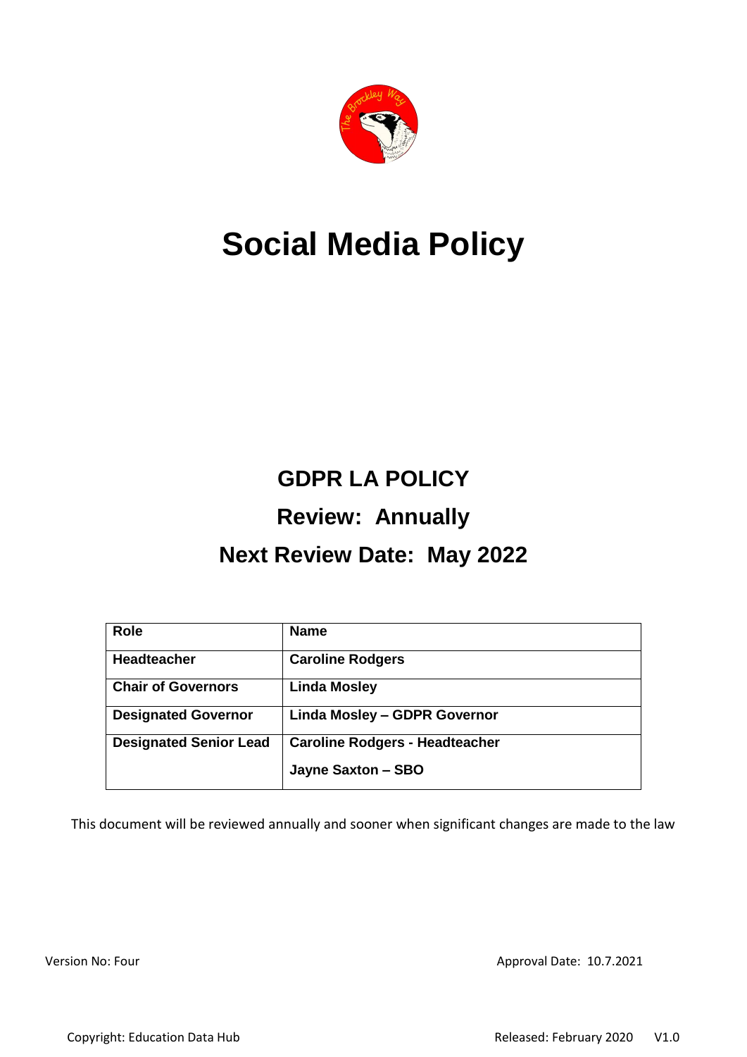# Social Media Policy

## GDPR LA POLICY

## Review: Annually

## Next Review Date: May 2022

| Role | Name |
|---|---|
| **Headteacher** | **Caroline Rodgers** |
| **Chair of Governors** | **Linda Mosley** |
| **Designated Governor** | **Linda Mosley – GDPR Governor** |
| **Designated Senior Lead** | **Caroline Rodgers - Headteacher**<br>**Jayne Saxton – SBO** |

This document will be reviewed annually and sooner when significant changes are made to the law

Version No: Four

Approval Date: 10.7.2021

Copyright: Education Data Hub

Released: February 2020 V1.0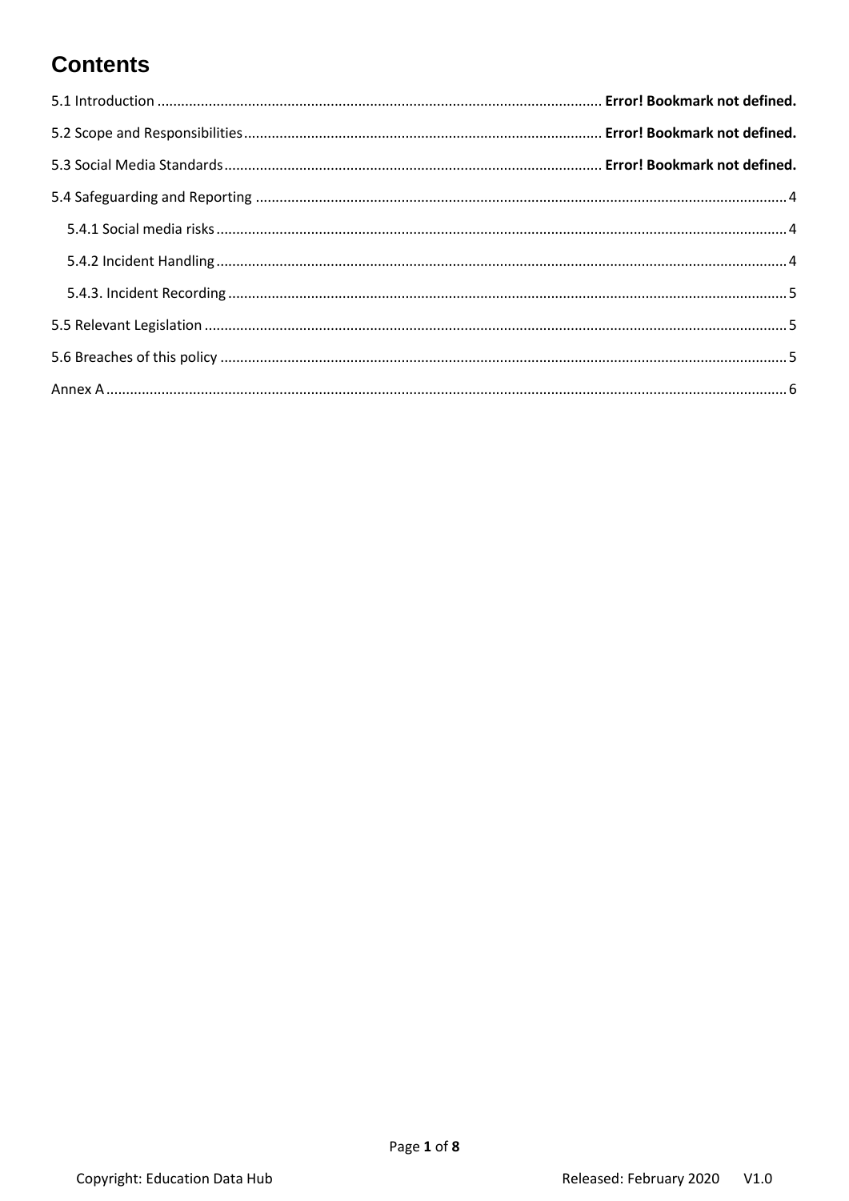# Contents

5.1 Introduction ................................................................................................................ **Error! Bookmark not defined.**

5.2 Scope and Responsibilities.......................................................................................... **Error! Bookmark not defined.**

5.3 Social Media Standards............................................................................................... **Error! Bookmark not defined.**

5.4 Safeguarding and Reporting ....................................................................................................................................... 4

- 5.4.1 Social media risks ................................................................................................................................................ 4
- 5.4.2 Incident Handling ................................................................................................................................................ 4
- 5.4.3. Incident Recording .............................................................................................................................................. 5

5.5 Relevant Legislation ................................................................................................................................................... 5

5.6 Breaches of this policy ............................................................................................................................................... 5

Annex A ............................................................................................................................................................................ 6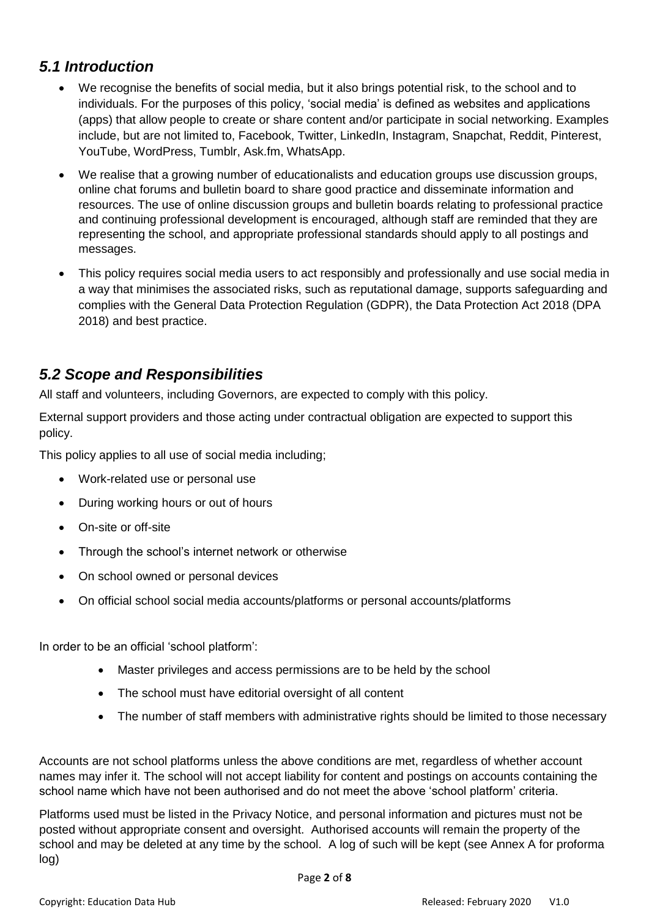## *5.1 Introduction*

- We recognise the benefits of social media, but it also brings potential risk, to the school and to individuals. For the purposes of this policy, 'social media' is defined as websites and applications (apps) that allow people to create or share content and/or participate in social networking. Examples include, but are not limited to, Facebook, Twitter, LinkedIn, Instagram, Snapchat, Reddit, Pinterest, YouTube, WordPress, Tumblr, Ask.fm, WhatsApp.
- We realise that a growing number of educationalists and education groups use discussion groups, online chat forums and bulletin board to share good practice and disseminate information and resources. The use of online discussion groups and bulletin boards relating to professional practice and continuing professional development is encouraged, although staff are reminded that they are representing the school, and appropriate professional standards should apply to all postings and messages.
- This policy requires social media users to act responsibly and professionally and use social media in a way that minimises the associated risks, such as reputational damage, supports safeguarding and complies with the General Data Protection Regulation (GDPR), the Data Protection Act 2018 (DPA 2018) and best practice.

## *5.2 Scope and Responsibilities*

All staff and volunteers, including Governors, are expected to comply with this policy.

External support providers and those acting under contractual obligation are expected to support this policy.

This policy applies to all use of social media including;

- Work-related use or personal use
- During working hours or out of hours
- On-site or off-site
- Through the school's internet network or otherwise
- On school owned or personal devices
- On official school social media accounts/platforms or personal accounts/platforms

In order to be an official 'school platform':

- Master privileges and access permissions are to be held by the school
- The school must have editorial oversight of all content
- The number of staff members with administrative rights should be limited to those necessary

Accounts are not school platforms unless the above conditions are met, regardless of whether account names may infer it. The school will not accept liability for content and postings on accounts containing the school name which have not been authorised and do not meet the above 'school platform' criteria.

Platforms used must be listed in the Privacy Notice, and personal information and pictures must not be posted without appropriate consent and oversight. Authorised accounts will remain the property of the school and may be deleted at any time by the school. A log of such will be kept (see Annex A for proforma log)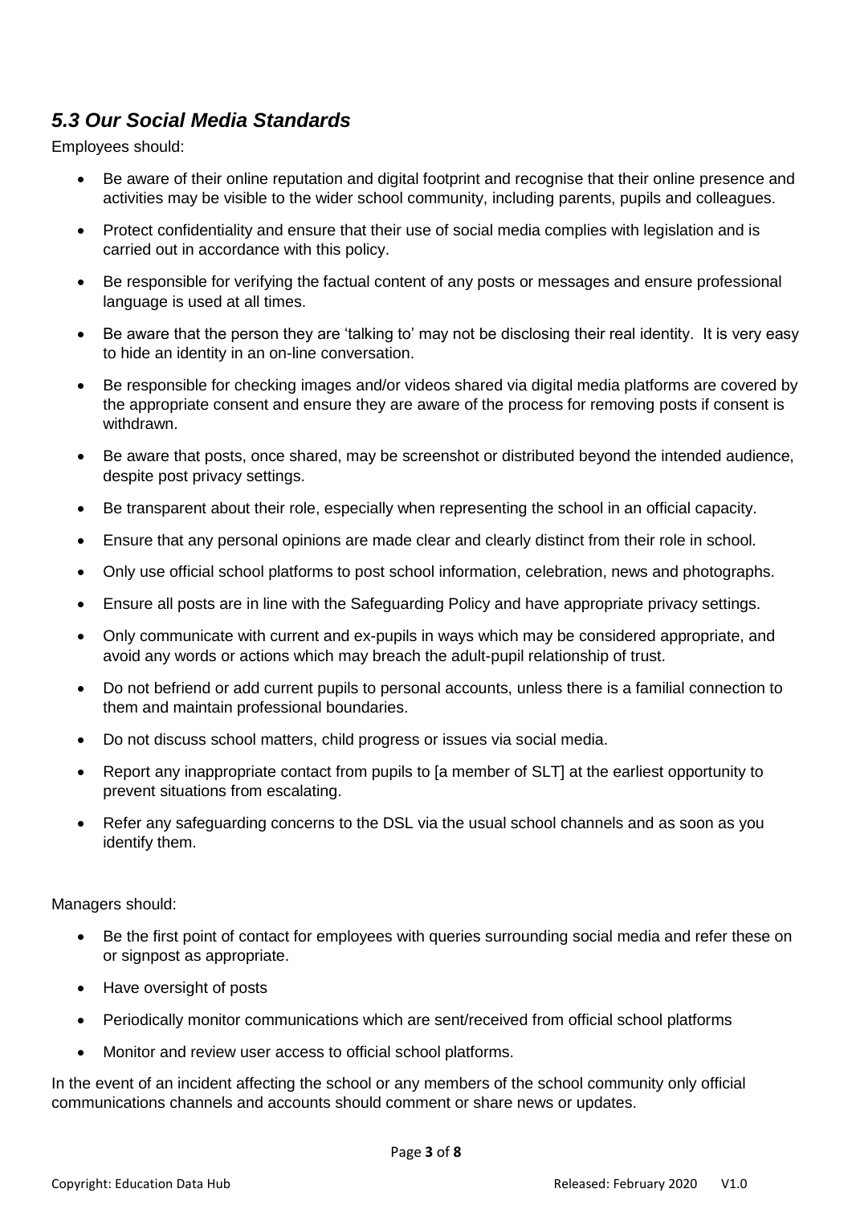### *5.3 Our Social Media Standards*

Employees should:

- Be aware of their online reputation and digital footprint and recognise that their online presence and activities may be visible to the wider school community, including parents, pupils and colleagues.
- Protect confidentiality and ensure that their use of social media complies with legislation and is carried out in accordance with this policy.
- Be responsible for verifying the factual content of any posts or messages and ensure professional language is used at all times.
- Be aware that the person they are 'talking to' may not be disclosing their real identity. It is very easy to hide an identity in an on-line conversation.
- Be responsible for checking images and/or videos shared via digital media platforms are covered by the appropriate consent and ensure they are aware of the process for removing posts if consent is withdrawn.
- Be aware that posts, once shared, may be screenshot or distributed beyond the intended audience, despite post privacy settings.
- Be transparent about their role, especially when representing the school in an official capacity.
- Ensure that any personal opinions are made clear and clearly distinct from their role in school.
- Only use official school platforms to post school information, celebration, news and photographs.
- Ensure all posts are in line with the Safeguarding Policy and have appropriate privacy settings.
- Only communicate with current and ex-pupils in ways which may be considered appropriate, and avoid any words or actions which may breach the adult-pupil relationship of trust.
- Do not befriend or add current pupils to personal accounts, unless there is a familial connection to them and maintain professional boundaries.
- Do not discuss school matters, child progress or issues via social media.
- Report any inappropriate contact from pupils to [a member of SLT] at the earliest opportunity to prevent situations from escalating.
- Refer any safeguarding concerns to the DSL via the usual school channels and as soon as you identify them.

Managers should:

- Be the first point of contact for employees with queries surrounding social media and refer these on or signpost as appropriate.
- Have oversight of posts
- Periodically monitor communications which are sent/received from official school platforms
- Monitor and review user access to official school platforms.

In the event of an incident affecting the school or any members of the school community only official communications channels and accounts should comment or share news or updates.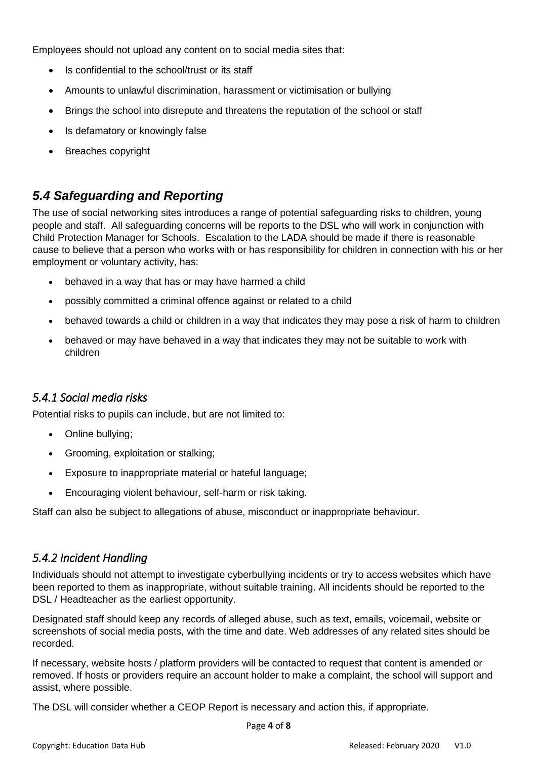Employees should not upload any content on to social media sites that:

- Is confidential to the school/trust or its staff
- Amounts to unlawful discrimination, harassment or victimisation or bullying
- Brings the school into disrepute and threatens the reputation of the school or staff
- Is defamatory or knowingly false
- Breaches copyright

## *5.4 Safeguarding and Reporting*

The use of social networking sites introduces a range of potential safeguarding risks to children, young people and staff. All safeguarding concerns will be reports to the DSL who will work in conjunction with Child Protection Manager for Schools. Escalation to the LADA should be made if there is reasonable cause to believe that a person who works with or has responsibility for children in connection with his or her employment or voluntary activity, has:

- behaved in a way that has or may have harmed a child
- possibly committed a criminal offence against or related to a child
- behaved towards a child or children in a way that indicates they may pose a risk of harm to children
- behaved or may have behaved in a way that indicates they may not be suitable to work with children

### *5.4.1 Social media risks*

Potential risks to pupils can include, but are not limited to:

- Online bullying;
- Grooming, exploitation or stalking;
- Exposure to inappropriate material or hateful language;
- Encouraging violent behaviour, self-harm or risk taking.

Staff can also be subject to allegations of abuse, misconduct or inappropriate behaviour.

### *5.4.2 Incident Handling*

Individuals should not attempt to investigate cyberbullying incidents or try to access websites which have been reported to them as inappropriate, without suitable training. All incidents should be reported to the DSL / Headteacher as the earliest opportunity.

Designated staff should keep any records of alleged abuse, such as text, emails, voicemail, website or screenshots of social media posts, with the time and date. Web addresses of any related sites should be recorded.

If necessary, website hosts / platform providers will be contacted to request that content is amended or removed. If hosts or providers require an account holder to make a complaint, the school will support and assist, where possible.

The DSL will consider whether a CEOP Report is necessary and action this, if appropriate.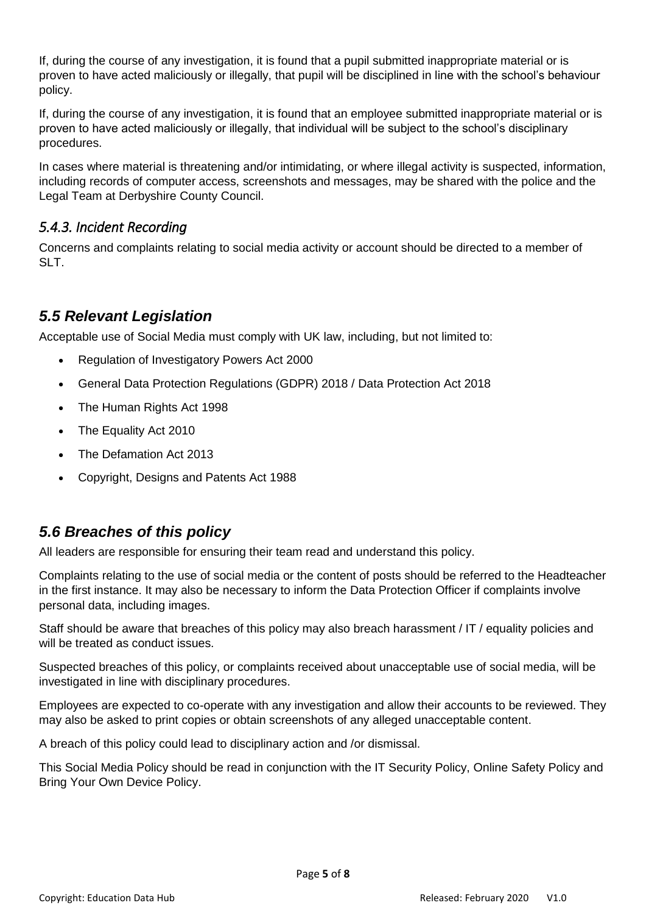If, during the course of any investigation, it is found that a pupil submitted inappropriate material or is proven to have acted maliciously or illegally, that pupil will be disciplined in line with the school's behaviour policy.

If, during the course of any investigation, it is found that an employee submitted inappropriate material or is proven to have acted maliciously or illegally, that individual will be subject to the school's disciplinary procedures.

In cases where material is threatening and/or intimidating, or where illegal activity is suspected, information, including records of computer access, screenshots and messages, may be shared with the police and the Legal Team at Derbyshire County Council.

### *5.4.3. Incident Recording*

Concerns and complaints relating to social media activity or account should be directed to a member of SLT.

## *5.5 Relevant Legislation*

Acceptable use of Social Media must comply with UK law, including, but not limited to:

- Regulation of Investigatory Powers Act 2000
- General Data Protection Regulations (GDPR) 2018 / Data Protection Act 2018
- The Human Rights Act 1998
- The Equality Act 2010
- The Defamation Act 2013
- Copyright, Designs and Patents Act 1988

## *5.6 Breaches of this policy*

All leaders are responsible for ensuring their team read and understand this policy.

Complaints relating to the use of social media or the content of posts should be referred to the Headteacher in the first instance. It may also be necessary to inform the Data Protection Officer if complaints involve personal data, including images.

Staff should be aware that breaches of this policy may also breach harassment / IT / equality policies and will be treated as conduct issues.

Suspected breaches of this policy, or complaints received about unacceptable use of social media, will be investigated in line with disciplinary procedures.

Employees are expected to co-operate with any investigation and allow their accounts to be reviewed. They may also be asked to print copies or obtain screenshots of any alleged unacceptable content.

A breach of this policy could lead to disciplinary action and /or dismissal.

This Social Media Policy should be read in conjunction with the IT Security Policy, Online Safety Policy and Bring Your Own Device Policy.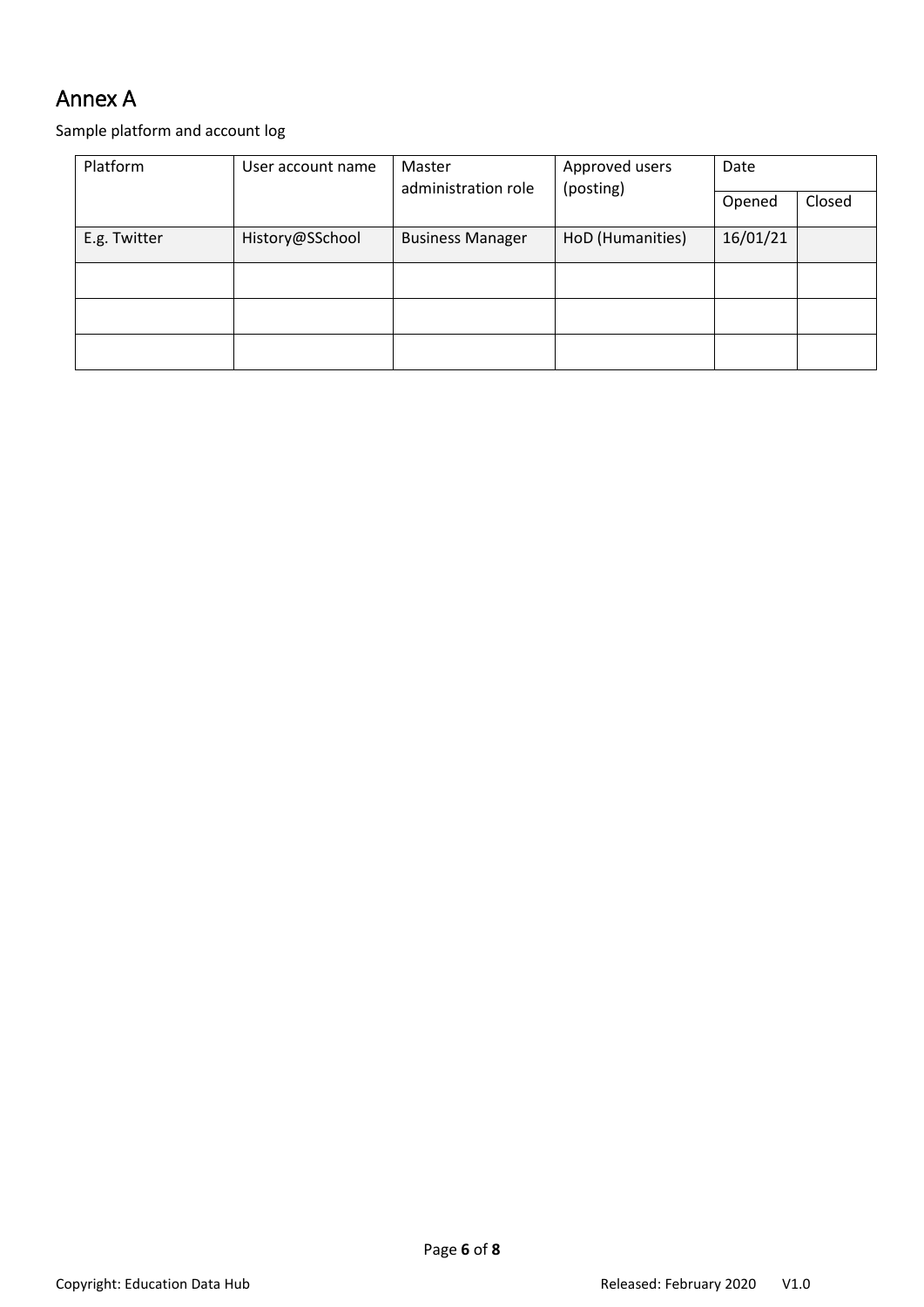# Annex A

Sample platform and account log

| Platform | User account name | Master administration role | Approved users (posting) | Date | |
|---|---|---|---|---|---|
| | | | | Opened | Closed |
| E.g. Twitter | History@SSchool | Business Manager | HoD (Humanities) | 16/01/21 | |
| | | | | | |
| | | | | | |
| | | | | | |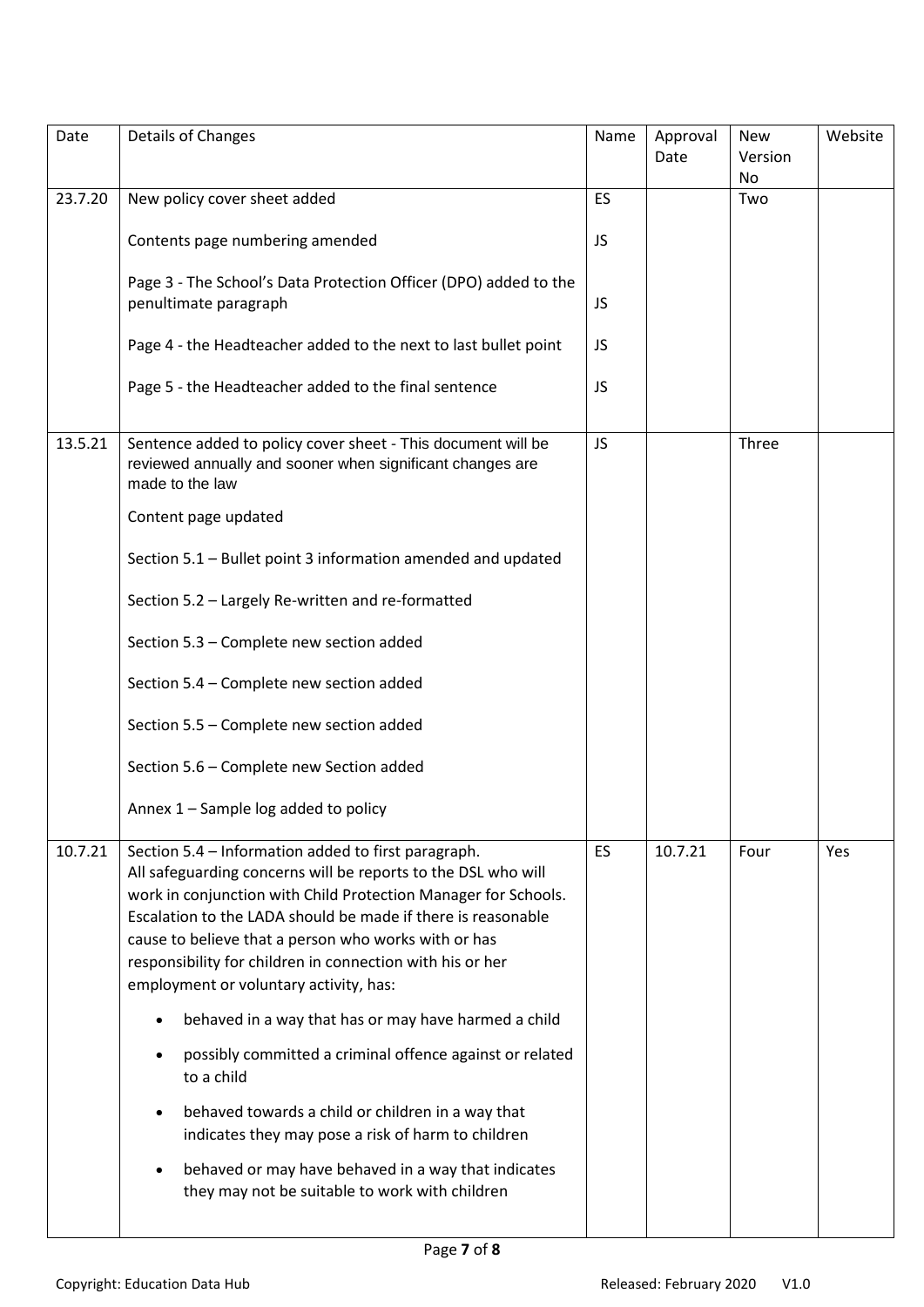| Date | Details of Changes | Name | Approval Date | New Version No | Website |
|---|---|---|---|---|---|
| 23.7.20 | New policy cover sheet added<br><br>Contents page numbering amended<br><br>Page 3 - The School's Data Protection Officer (DPO) added to the penultimate paragraph<br><br>Page 4 - the Headteacher added to the next to last bullet point<br><br>Page 5 - the Headteacher added to the final sentence | ES<br><br>JS<br><br>JS<br><br>JS<br><br>JS | | Two | |
| 13.5.21 | Sentence added to policy cover sheet - This document will be reviewed annually and sooner when significant changes are made to the law<br><br>Content page updated<br><br>Section 5.1 – Bullet point 3 information amended and updated<br><br>Section 5.2 – Largely Re-written and re-formatted<br><br>Section 5.3 – Complete new section added<br><br>Section 5.4 – Complete new section added<br><br>Section 5.5 – Complete new section added<br><br>Section 5.6 – Complete new Section added<br><br>Annex 1 – Sample log added to policy | JS | | Three | |
| 10.7.21 | Section 5.4 – Information added to first paragraph.<br>All safeguarding concerns will be reports to the DSL who will work in conjunction with Child Protection Manager for Schools. Escalation to the LADA should be made if there is reasonable cause to believe that a person who works with or has responsibility for children in connection with his or her employment or voluntary activity, has:<br>• behaved in a way that has or may have harmed a child<br>• possibly committed a criminal offence against or related to a child<br>• behaved towards a child or children in a way that indicates they may pose a risk of harm to children<br>• behaved or may have behaved in a way that indicates they may not be suitable to work with children | ES | 10.7.21 | Four | Yes |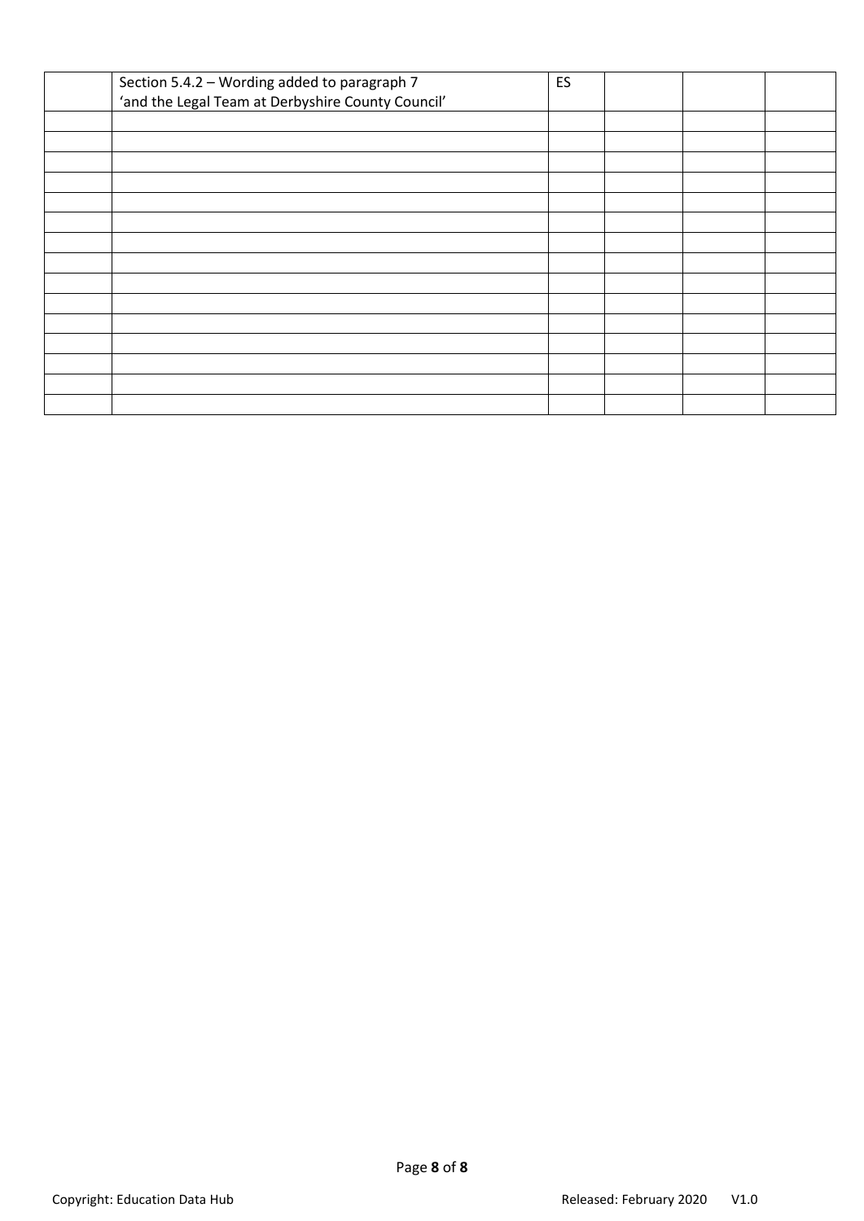| | | | | | |
|---|---|---|---|---|---|
| | Section 5.4.2 – Wording added to paragraph 7 'and the Legal Team at Derbyshire County Council' | ES | | | |
| | | | | | |
| | | | | | |
| | | | | | |
| | | | | | |
| | | | | | |
| | | | | | |
| | | | | | |
| | | | | | |
| | | | | | |
| | | | | | |
| | | | | | |
| | | | | | |
| | | | | | |
| | | | | | |
| | | | | | |

Copyright: Education Data Hub

Released: February 2020 V1.0